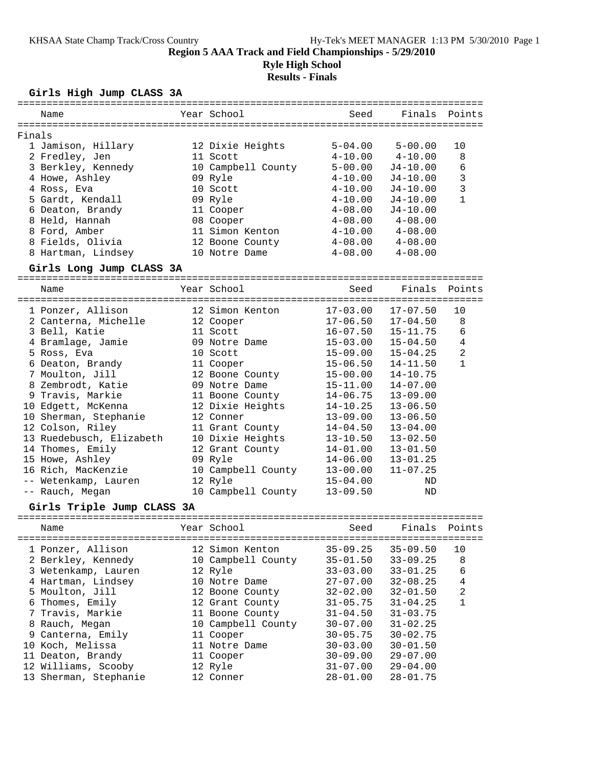KHSAA State Champ Track/Cross Country Hy-Tek's MEET MANAGER 1:13 PM 5/30/2010 Page 1

# Region 5 AAA Track and Field Championships - 5/29/2010

## Ryle High School

### Results - Finals

#### Girls High Jump CLASS 3A

| | Name | Year | School | Seed | Finals | Points |
|---|---|---|---|---|---|---|
| Finals | | | | | | |
| 1 | Jamison, Hillary | 12 | Dixie Heights | 5-04.00 | 5-00.00 | 10 |
| 2 | Fredley, Jen | 11 | Scott | 4-10.00 | 4-10.00 | 8 |
| 3 | Berkley, Kennedy | 10 | Campbell County | 5-00.00 | J4-10.00 | 6 |
| 4 | Howe, Ashley | 09 | Ryle | 4-10.00 | J4-10.00 | 3 |
| 4 | Ross, Eva | 10 | Scott | 4-10.00 | J4-10.00 | 3 |
| 5 | Gardt, Kendall | 09 | Ryle | 4-10.00 | J4-10.00 | 1 |
| 6 | Deaton, Brandy | 11 | Cooper | 4-08.00 | J4-10.00 | |
| 8 | Held, Hannah | 08 | Cooper | 4-08.00 | 4-08.00 | |
| 8 | Ford, Amber | 11 | Simon Kenton | 4-10.00 | 4-08.00 | |
| 8 | Fields, Olivia | 12 | Boone County | 4-08.00 | 4-08.00 | |
| 8 | Hartman, Lindsey | 10 | Notre Dame | 4-08.00 | 4-08.00 | |

#### Girls Long Jump CLASS 3A

| | Name | Year | School | Seed | Finals | Points |
|---|---|---|---|---|---|---|
| 1 | Ponzer, Allison | 12 | Simon Kenton | 17-03.00 | 17-07.50 | 10 |
| 2 | Canterna, Michelle | 12 | Cooper | 17-06.50 | 17-04.50 | 8 |
| 3 | Bell, Katie | 11 | Scott | 16-07.50 | 15-11.75 | 6 |
| 4 | Bramlage, Jamie | 09 | Notre Dame | 15-03.00 | 15-04.50 | 4 |
| 5 | Ross, Eva | 10 | Scott | 15-09.00 | 15-04.25 | 2 |
| 6 | Deaton, Brandy | 11 | Cooper | 15-06.50 | 14-11.50 | 1 |
| 7 | Moulton, Jill | 12 | Boone County | 15-00.00 | 14-10.75 | |
| 8 | Zembrodt, Katie | 09 | Notre Dame | 15-11.00 | 14-07.00 | |
| 9 | Travis, Markie | 11 | Boone County | 14-06.75 | 13-09.00 | |
| 10 | Edgett, McKenna | 12 | Dixie Heights | 14-10.25 | 13-06.50 | |
| 10 | Sherman, Stephanie | 12 | Conner | 13-09.00 | 13-06.50 | |
| 12 | Colson, Riley | 11 | Grant County | 14-04.50 | 13-04.00 | |
| 13 | Ruedebusch, Elizabeth | 10 | Dixie Heights | 13-10.50 | 13-02.50 | |
| 14 | Thomes, Emily | 12 | Grant County | 14-01.00 | 13-01.50 | |
| 15 | Howe, Ashley | 09 | Ryle | 14-06.00 | 13-01.25 | |
| 16 | Rich, MacKenzie | 10 | Campbell County | 13-00.00 | 11-07.25 | |
| -- | Wetenkamp, Lauren | 12 | Ryle | 15-04.00 | ND | |
| -- | Rauch, Megan | 10 | Campbell County | 13-09.50 | ND | |

#### Girls Triple Jump CLASS 3A

| | Name | Year | School | Seed | Finals | Points |
|---|---|---|---|---|---|---|
| 1 | Ponzer, Allison | 12 | Simon Kenton | 35-09.25 | 35-09.50 | 10 |
| 2 | Berkley, Kennedy | 10 | Campbell County | 35-01.50 | 33-09.25 | 8 |
| 3 | Wetenkamp, Lauren | 12 | Ryle | 33-03.00 | 33-01.25 | 6 |
| 4 | Hartman, Lindsey | 10 | Notre Dame | 27-07.00 | 32-08.25 | 4 |
| 5 | Moulton, Jill | 12 | Boone County | 32-02.00 | 32-01.50 | 2 |
| 6 | Thomes, Emily | 12 | Grant County | 31-05.75 | 31-04.25 | 1 |
| 7 | Travis, Markie | 11 | Boone County | 31-04.50 | 31-03.75 | |
| 8 | Rauch, Megan | 10 | Campbell County | 30-07.00 | 31-02.25 | |
| 9 | Canterna, Emily | 11 | Cooper | 30-05.75 | 30-02.75 | |
| 10 | Koch, Melissa | 11 | Notre Dame | 30-03.00 | 30-01.50 | |
| 11 | Deaton, Brandy | 11 | Cooper | 30-09.00 | 29-07.00 | |
| 12 | Williams, Scooby | 12 | Ryle | 31-07.00 | 29-04.00 | |
| 13 | Sherman, Stephanie | 12 | Conner | 28-01.00 | 28-01.75 | |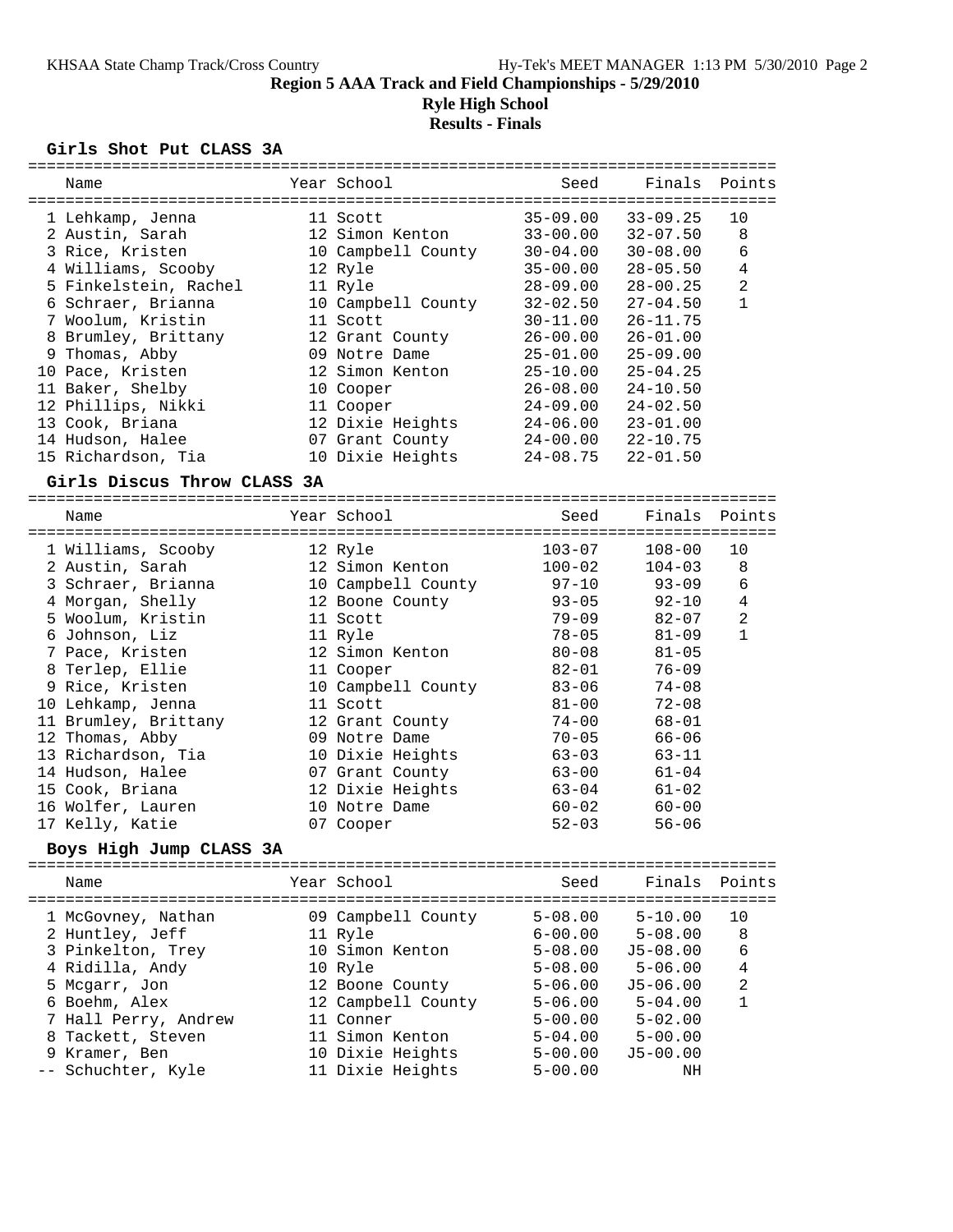**Region 5 AAA Track and Field Championships - 5/29/2010**

**Ryle High School**

**Results - Finals**

### Girls Shot Put CLASS 3A

| | Name | Year | School | Seed | Finals | Points |
|---|---|---|---|---|---|---|
| 1 | Lehkamp, Jenna | 11 | Scott | 35-09.00 | 33-09.25 | 10 |
| 2 | Austin, Sarah | 12 | Simon Kenton | 33-00.00 | 32-07.50 | 8 |
| 3 | Rice, Kristen | 10 | Campbell County | 30-04.00 | 30-08.00 | 6 |
| 4 | Williams, Scooby | 12 | Ryle | 35-00.00 | 28-05.50 | 4 |
| 5 | Finkelstein, Rachel | 11 | Ryle | 28-09.00 | 28-00.25 | 2 |
| 6 | Schraer, Brianna | 10 | Campbell County | 32-02.50 | 27-04.50 | 1 |
| 7 | Woolum, Kristin | 11 | Scott | 30-11.00 | 26-11.75 | |
| 8 | Brumley, Brittany | 12 | Grant County | 26-00.00 | 26-01.00 | |
| 9 | Thomas, Abby | 09 | Notre Dame | 25-01.00 | 25-09.00 | |
| 10 | Pace, Kristen | 12 | Simon Kenton | 25-10.00 | 25-04.25 | |
| 11 | Baker, Shelby | 10 | Cooper | 26-08.00 | 24-10.50 | |
| 12 | Phillips, Nikki | 11 | Cooper | 24-09.00 | 24-02.50 | |
| 13 | Cook, Briana | 12 | Dixie Heights | 24-06.00 | 23-01.00 | |
| 14 | Hudson, Halee | 07 | Grant County | 24-00.00 | 22-10.75 | |
| 15 | Richardson, Tia | 10 | Dixie Heights | 24-08.75 | 22-01.50 | |

### Girls Discus Throw CLASS 3A

| | Name | Year | School | Seed | Finals | Points |
|---|---|---|---|---|---|---|
| 1 | Williams, Scooby | 12 | Ryle | 103-07 | 108-00 | 10 |
| 2 | Austin, Sarah | 12 | Simon Kenton | 100-02 | 104-03 | 8 |
| 3 | Schraer, Brianna | 10 | Campbell County | 97-10 | 93-09 | 6 |
| 4 | Morgan, Shelly | 12 | Boone County | 93-05 | 92-10 | 4 |
| 5 | Woolum, Kristin | 11 | Scott | 79-09 | 82-07 | 2 |
| 6 | Johnson, Liz | 11 | Ryle | 78-05 | 81-09 | 1 |
| 7 | Pace, Kristen | 12 | Simon Kenton | 80-08 | 81-05 | |
| 8 | Terlep, Ellie | 11 | Cooper | 82-01 | 76-09 | |
| 9 | Rice, Kristen | 10 | Campbell County | 83-06 | 74-08 | |
| 10 | Lehkamp, Jenna | 11 | Scott | 81-00 | 72-08 | |
| 11 | Brumley, Brittany | 12 | Grant County | 74-00 | 68-01 | |
| 12 | Thomas, Abby | 09 | Notre Dame | 70-05 | 66-06 | |
| 13 | Richardson, Tia | 10 | Dixie Heights | 63-03 | 63-11 | |
| 14 | Hudson, Halee | 07 | Grant County | 63-00 | 61-04 | |
| 15 | Cook, Briana | 12 | Dixie Heights | 63-04 | 61-02 | |
| 16 | Wolfer, Lauren | 10 | Notre Dame | 60-02 | 60-00 | |
| 17 | Kelly, Katie | 07 | Cooper | 52-03 | 56-06 | |

### Boys High Jump CLASS 3A

| | Name | Year | School | Seed | Finals | Points |
|---|---|---|---|---|---|---|
| 1 | McGovney, Nathan | 09 | Campbell County | 5-08.00 | 5-10.00 | 10 |
| 2 | Huntley, Jeff | 11 | Ryle | 6-00.00 | 5-08.00 | 8 |
| 3 | Pinkelton, Trey | 10 | Simon Kenton | 5-08.00 | J5-08.00 | 6 |
| 4 | Ridilla, Andy | 10 | Ryle | 5-08.00 | 5-06.00 | 4 |
| 5 | Mcgarr, Jon | 12 | Boone County | 5-06.00 | J5-06.00 | 2 |
| 6 | Boehm, Alex | 12 | Campbell County | 5-06.00 | 5-04.00 | 1 |
| 7 | Hall Perry, Andrew | 11 | Conner | 5-00.00 | 5-02.00 | |
| 8 | Tackett, Steven | 11 | Simon Kenton | 5-04.00 | 5-00.00 | |
| 9 | Kramer, Ben | 10 | Dixie Heights | 5-00.00 | J5-00.00 | |
| -- | Schuchter, Kyle | 11 | Dixie Heights | 5-00.00 | NH | |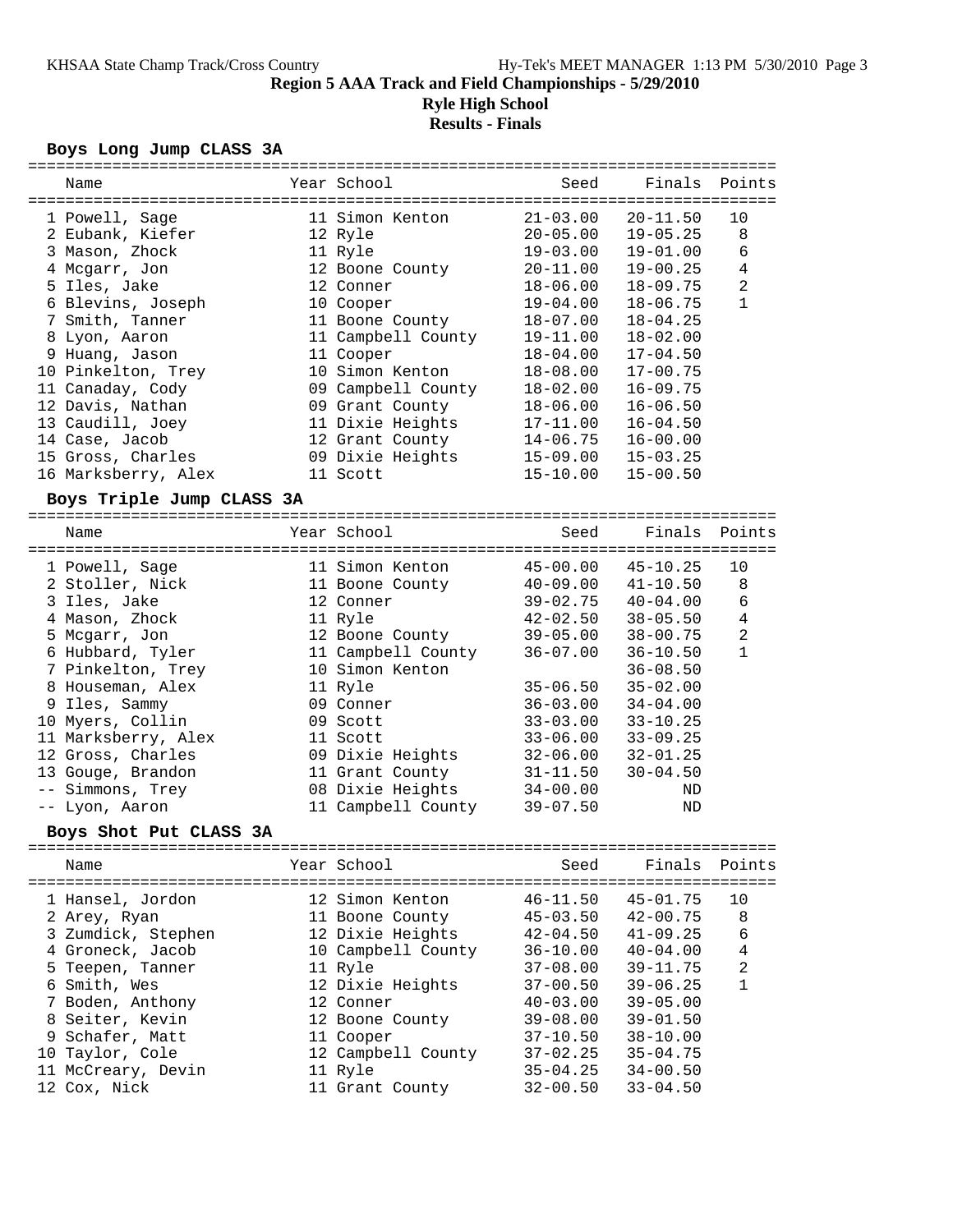**Region 5 AAA Track and Field Championships - 5/29/2010**

**Ryle High School**

**Results - Finals**

### Boys Long Jump CLASS 3A

| | Name | Year | School | Seed | Finals | Points |
|---|---|---|---|---|---|---|
| 1 | Powell, Sage | 11 | Simon Kenton | 21-03.00 | 20-11.50 | 10 |
| 2 | Eubank, Kiefer | 12 | Ryle | 20-05.00 | 19-05.25 | 8 |
| 3 | Mason, Zhock | 11 | Ryle | 19-03.00 | 19-01.00 | 6 |
| 4 | Mcgarr, Jon | 12 | Boone County | 20-11.00 | 19-00.25 | 4 |
| 5 | Iles, Jake | 12 | Conner | 18-06.00 | 18-09.75 | 2 |
| 6 | Blevins, Joseph | 10 | Cooper | 19-04.00 | 18-06.75 | 1 |
| 7 | Smith, Tanner | 11 | Boone County | 18-07.00 | 18-04.25 | |
| 8 | Lyon, Aaron | 11 | Campbell County | 19-11.00 | 18-02.00 | |
| 9 | Huang, Jason | 11 | Cooper | 18-04.00 | 17-04.50 | |
| 10 | Pinkelton, Trey | 10 | Simon Kenton | 18-08.00 | 17-00.75 | |
| 11 | Canaday, Cody | 09 | Campbell County | 18-02.00 | 16-09.75 | |
| 12 | Davis, Nathan | 09 | Grant County | 18-06.00 | 16-06.50 | |
| 13 | Caudill, Joey | 11 | Dixie Heights | 17-11.00 | 16-04.50 | |
| 14 | Case, Jacob | 12 | Grant County | 14-06.75 | 16-00.00 | |
| 15 | Gross, Charles | 09 | Dixie Heights | 15-09.00 | 15-03.25 | |
| 16 | Marksberry, Alex | 11 | Scott | 15-10.00 | 15-00.50 | |

### Boys Triple Jump CLASS 3A

| | Name | Year | School | Seed | Finals | Points |
|---|---|---|---|---|---|---|
| 1 | Powell, Sage | 11 | Simon Kenton | 45-00.00 | 45-10.25 | 10 |
| 2 | Stoller, Nick | 11 | Boone County | 40-09.00 | 41-10.50 | 8 |
| 3 | Iles, Jake | 12 | Conner | 39-02.75 | 40-04.00 | 6 |
| 4 | Mason, Zhock | 11 | Ryle | 42-02.50 | 38-05.50 | 4 |
| 5 | Mcgarr, Jon | 12 | Boone County | 39-05.00 | 38-00.75 | 2 |
| 6 | Hubbard, Tyler | 11 | Campbell County | 36-07.00 | 36-10.50 | 1 |
| 7 | Pinkelton, Trey | 10 | Simon Kenton | | 36-08.50 | |
| 8 | Houseman, Alex | 11 | Ryle | 35-06.50 | 35-02.00 | |
| 9 | Iles, Sammy | 09 | Conner | 36-03.00 | 34-04.00 | |
| 10 | Myers, Collin | 09 | Scott | 33-03.00 | 33-10.25 | |
| 11 | Marksberry, Alex | 11 | Scott | 33-06.00 | 33-09.25 | |
| 12 | Gross, Charles | 09 | Dixie Heights | 32-06.00 | 32-01.25 | |
| 13 | Gouge, Brandon | 11 | Grant County | 31-11.50 | 30-04.50 | |
| -- | Simmons, Trey | 08 | Dixie Heights | 34-00.00 | ND | |
| -- | Lyon, Aaron | 11 | Campbell County | 39-07.50 | ND | |

### Boys Shot Put CLASS 3A

| | Name | Year | School | Seed | Finals | Points |
|---|---|---|---|---|---|---|
| 1 | Hansel, Jordon | 12 | Simon Kenton | 46-11.50 | 45-01.75 | 10 |
| 2 | Arey, Ryan | 11 | Boone County | 45-03.50 | 42-00.75 | 8 |
| 3 | Zumdick, Stephen | 12 | Dixie Heights | 42-04.50 | 41-09.25 | 6 |
| 4 | Groneck, Jacob | 10 | Campbell County | 36-10.00 | 40-04.00 | 4 |
| 5 | Teepen, Tanner | 11 | Ryle | 37-08.00 | 39-11.75 | 2 |
| 6 | Smith, Wes | 12 | Dixie Heights | 37-00.50 | 39-06.25 | 1 |
| 7 | Boden, Anthony | 12 | Conner | 40-03.00 | 39-05.00 | |
| 8 | Seiter, Kevin | 12 | Boone County | 39-08.00 | 39-01.50 | |
| 9 | Schafer, Matt | 11 | Cooper | 37-10.50 | 38-10.00 | |
| 10 | Taylor, Cole | 12 | Campbell County | 37-02.25 | 35-04.75 | |
| 11 | McCreary, Devin | 11 | Ryle | 35-04.25 | 34-00.50 | |
| 12 | Cox, Nick | 11 | Grant County | 32-00.50 | 33-04.50 | |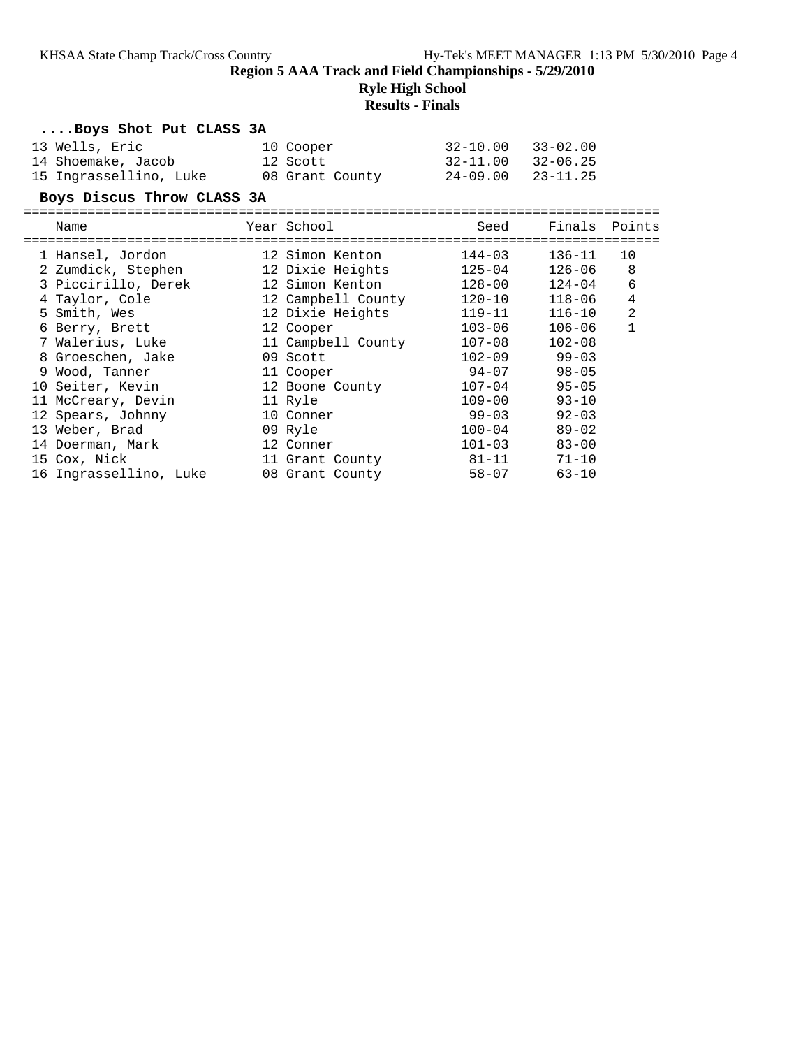## ....Boys Shot Put CLASS 3A

| | | | | |
|---|---|---|---|---|
| 13 | Wells, Eric | 10 Cooper | 32-10.00 | 33-02.00 |
| 14 | Shoemake, Jacob | 12 Scott | 32-11.00 | 32-06.25 |
| 15 | Ingrassellino, Luke | 08 Grant County | 24-09.00 | 23-11.25 |

## Boys Discus Throw CLASS 3A

| | Name | Year School | Seed | Finals | Points |
|---|---|---|---|---|---|
| 1 | Hansel, Jordon | 12 Simon Kenton | 144-03 | 136-11 | 10 |
| 2 | Zumdick, Stephen | 12 Dixie Heights | 125-04 | 126-06 | 8 |
| 3 | Piccirillo, Derek | 12 Simon Kenton | 128-00 | 124-04 | 6 |
| 4 | Taylor, Cole | 12 Campbell County | 120-10 | 118-06 | 4 |
| 5 | Smith, Wes | 12 Dixie Heights | 119-11 | 116-10 | 2 |
| 6 | Berry, Brett | 12 Cooper | 103-06 | 106-06 | 1 |
| 7 | Walerius, Luke | 11 Campbell County | 107-08 | 102-08 | |
| 8 | Groeschen, Jake | 09 Scott | 102-09 | 99-03 | |
| 9 | Wood, Tanner | 11 Cooper | 94-07 | 98-05 | |
| 10 | Seiter, Kevin | 12 Boone County | 107-04 | 95-05 | |
| 11 | McCreary, Devin | 11 Ryle | 109-00 | 93-10 | |
| 12 | Spears, Johnny | 10 Conner | 99-03 | 92-03 | |
| 13 | Weber, Brad | 09 Ryle | 100-04 | 89-02 | |
| 14 | Doerman, Mark | 12 Conner | 101-03 | 83-00 | |
| 15 | Cox, Nick | 11 Grant County | 81-11 | 71-10 | |
| 16 | Ingrassellino, Luke | 08 Grant County | 58-07 | 63-10 | |